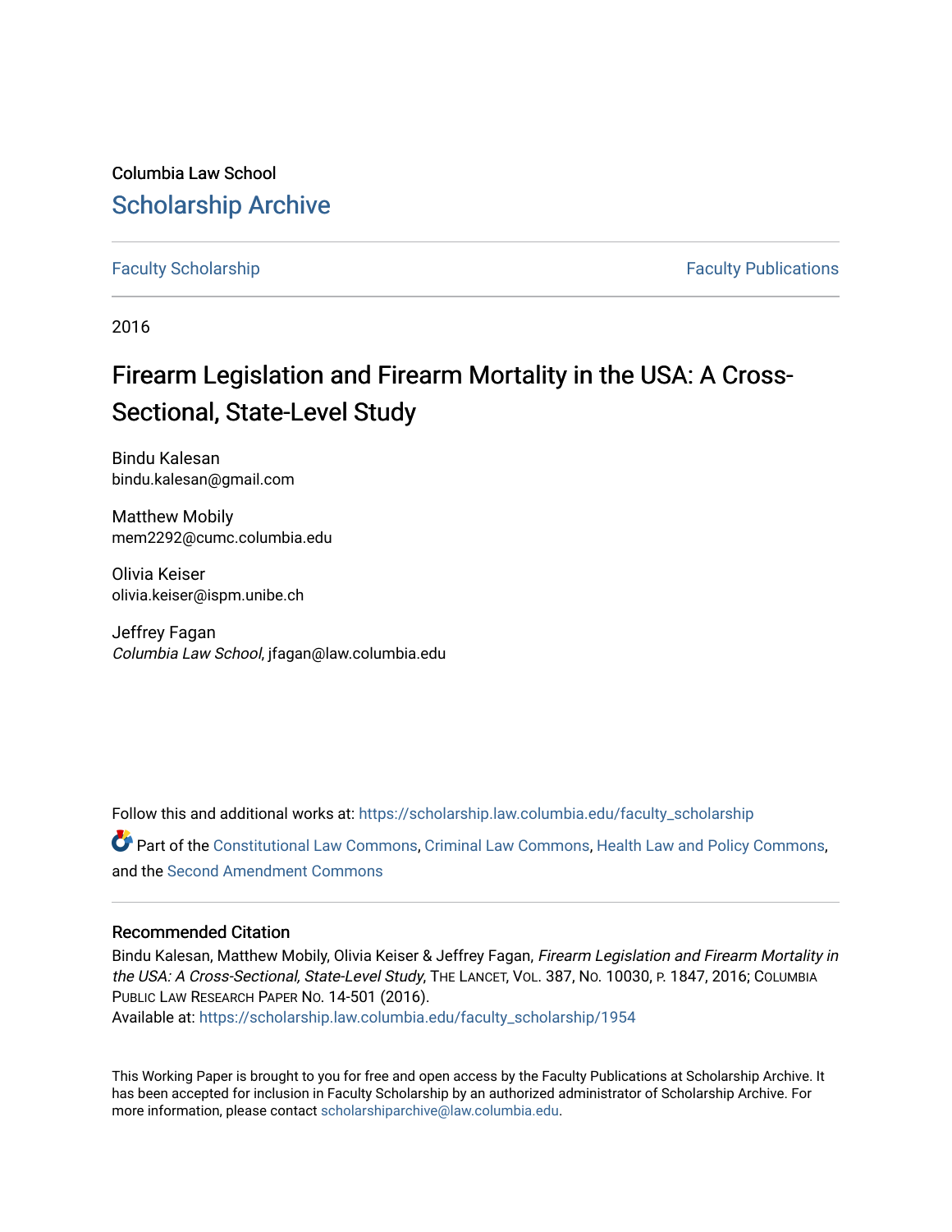Columbia Law School

## Scholarship Archive

Faculty Scholarship | Faculty Publications

2016

# Firearm Legislation and Firearm Mortality in the USA: A Cross-Sectional, State-Level Study

Bindu Kalesan
bindu.kalesan@gmail.com

Matthew Mobily
mem2292@cumc.columbia.edu

Olivia Keiser
olivia.keiser@ispm.unibe.ch

Jeffrey Fagan
*Columbia Law School*, jfagan@law.columbia.edu

Follow this and additional works at: https://scholarship.law.columbia.edu/faculty_scholarship

Part of the Constitutional Law Commons, Criminal Law Commons, Health Law and Policy Commons, and the Second Amendment Commons

### Recommended Citation

Bindu Kalesan, Matthew Mobily, Olivia Keiser & Jeffrey Fagan, *Firearm Legislation and Firearm Mortality in the USA: A Cross-Sectional, State-Level Study*, The Lancet, Vol. 387, No. 10030, p. 1847, 2016; Columbia Public Law Research Paper No. 14-501 (2016).
Available at: https://scholarship.law.columbia.edu/faculty_scholarship/1954

This Working Paper is brought to you for free and open access by the Faculty Publications at Scholarship Archive. It has been accepted for inclusion in Faculty Scholarship by an authorized administrator of Scholarship Archive. For more information, please contact scholarshiparchive@law.columbia.edu.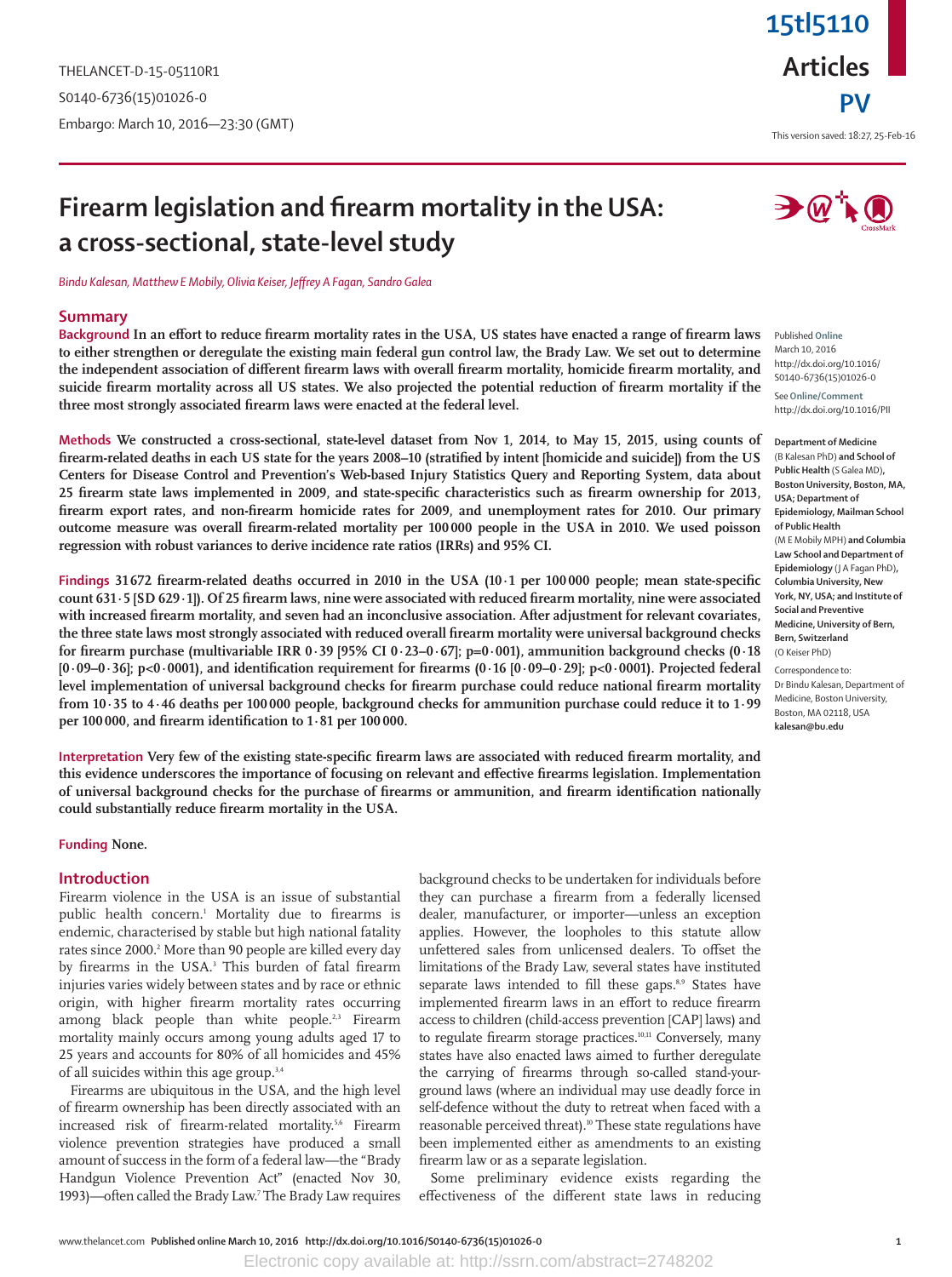# Firearm legislation and firearm mortality in the USA: a cross-sectional, state-level study

*Bindu Kalesan, Matthew E Mobily, Olivia Keiser, Jeffrey A Fagan, Sandro Galea*

## Summary

**Background** In an effort to reduce firearm mortality rates in the USA, US states have enacted a range of firearm laws to either strengthen or deregulate the existing main federal gun control law, the Brady Law. We set out to determine the independent association of different firearm laws with overall firearm mortality, homicide firearm mortality, and suicide firearm mortality across all US states. We also projected the potential reduction of firearm mortality if the three most strongly associated firearm laws were enacted at the federal level.

**Methods** We constructed a cross-sectional, state-level dataset from Nov 1, 2014, to May 15, 2015, using counts of firearm-related deaths in each US state for the years 2008–10 (stratified by intent [homicide and suicide]) from the US Centers for Disease Control and Prevention's Web-based Injury Statistics Query and Reporting System, data about 25 firearm state laws implemented in 2009, and state-specific characteristics such as firearm ownership for 2013, firearm export rates, and non-firearm homicide rates for 2009, and unemployment rates for 2010. Our primary outcome measure was overall firearm-related mortality per 100 000 people in the USA in 2010. We used poisson regression with robust variances to derive incidence rate ratios (IRRs) and 95% CI.

**Findings** 31 672 firearm-related deaths occurred in 2010 in the USA (10·1 per 100 000 people; mean state-specific count 631·5 [SD 629·1]). Of 25 firearm laws, nine were associated with reduced firearm mortality, nine were associated with increased firearm mortality, and seven had an inconclusive association. After adjustment for relevant covariates, the three state laws most strongly associated with reduced overall firearm mortality were universal background checks for firearm purchase (multivariable IRR 0·39 [95% CI 0·23–0·67]; p=0·001), ammunition background checks (0·18 [0·09–0·36]; p<0·0001), and identification requirement for firearms (0·16 [0·09–0·29]; p<0·0001). Projected federal level implementation of universal background checks for firearm purchase could reduce national firearm mortality from 10·35 to 4·46 deaths per 100 000 people, background checks for ammunition purchase could reduce it to 1·99 per 100 000, and firearm identification to 1·81 per 100 000.

**Interpretation** Very few of the existing state-specific firearm laws are associated with reduced firearm mortality, and this evidence underscores the importance of focusing on relevant and effective firearms legislation. Implementation of universal background checks for the purchase of firearms or ammunition, and firearm identification nationally could substantially reduce firearm mortality in the USA.

**Funding** None.

Published Online March 10, 2016 http://dx.doi.org/10.1016/S0140-6736(15)01026-0

See Online/Comment http://dx.doi.org/10.1016/PII

**Department of Medicine** (B Kalesan PhD) **and School of Public Health** (S Galea MD)**, Boston University, Boston, MA, USA; Department of Epidemiology, Mailman School of Public Health** (M E Mobily MPH) **and Columbia Law School and Department of Epidemiology** (J A Fagan PhD)**, Columbia University, New York, NY, USA; and Institute of Social and Preventive Medicine, University of Bern, Bern, Switzerland** (O Keiser PhD)

Correspondence to: Dr Bindu Kalesan, Department of Medicine, Boston University, Boston, MA 02118, USA **kalesan@bu.edu**

## Introduction

Firearm violence in the USA is an issue of substantial public health concern.[1] Mortality due to firearms is endemic, characterised by stable but high national fatality rates since 2000.[2] More than 90 people are killed every day by firearms in the USA.[3] This burden of fatal firearm injuries varies widely between states and by race or ethnic origin, with higher firearm mortality rates occurring among black people than white people.[2,3] Firearm mortality mainly occurs among young adults aged 17 to 25 years and accounts for 80% of all homicides and 45% of all suicides within this age group.[3,4]

Firearms are ubiquitous in the USA, and the high level of firearm ownership has been directly associated with an increased risk of firearm-related mortality.[5,6] Firearm violence prevention strategies have produced a small amount of success in the form of a federal law—the "Brady Handgun Violence Prevention Act" (enacted Nov 30, 1993)—often called the Brady Law.[7] The Brady Law requires background checks to be undertaken for individuals before they can purchase a firearm from a federally licensed dealer, manufacturer, or importer—unless an exception applies. However, the loopholes to this statute allow unfettered sales from unlicensed dealers. To offset the limitations of the Brady Law, several states have instituted separate laws intended to fill these gaps.[8,9] States have implemented firearm laws in an effort to reduce firearm access to children (child-access prevention [CAP] laws) and to regulate firearm storage practices.[10,11] Conversely, many states have also enacted laws aimed to further deregulate the carrying of firearms through so-called stand-your-ground laws (where an individual may use deadly force in self-defence without the duty to retreat when faced with a reasonable perceived threat).[10] These state regulations have been implemented either as amendments to an existing firearm law or as a separate legislation.

Some preliminary evidence exists regarding the effectiveness of the different state laws in reducing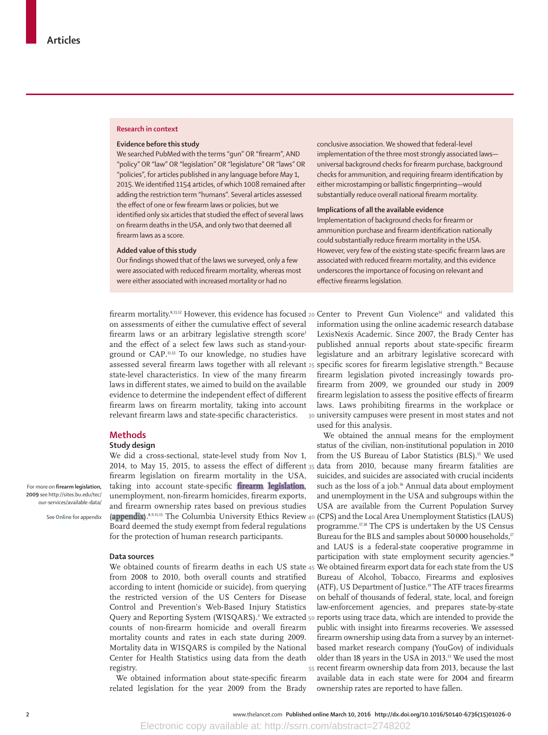## Research in context

### Evidence before this study

We searched PubMed with the terms "gun" OR "firearm", AND "policy" OR "law" OR "legislation" OR "legislature" OR "laws" OR "policies", for articles published in any language before May 1, 2015. We identified 1154 articles, of which 1008 remained after adding the restriction term "humans". Several articles assessed the effect of one or few firearm laws or policies, but we identified only six articles that studied the effect of several laws on firearm deaths in the USA, and only two that deemed all firearm laws as a score.

### Added value of this study

Our findings showed that of the laws we surveyed, only a few were associated with reduced firearm mortality, whereas most were either associated with increased mortality or had no conclusive association. We showed that federal-level implementation of the three most strongly associated laws—universal background checks for firearm purchase, background checks for ammunition, and requiring firearm identification by either microstamping or ballistic fingerprinting—would substantially reduce overall national firearm mortality.

### Implications of all the available evidence

Implementation of background checks for firearm or ammunition purchase and firearm identification nationally could substantially reduce firearm mortality in the USA. However, very few of the existing state-specific firearm laws are associated with reduced firearm mortality, and this evidence underscores the importance of focusing on relevant and effective firearms legislation.

firearm mortality.[8,11,12] However, this evidence has focused on assessments of either the cumulative effect of several firearm laws or an arbitrary legislative strength score[1] and the effect of a select few laws such as stand-your-ground or CAP.[11,12] To our knowledge, no studies have assessed several firearm laws together with all relevant state-level characteristics. In view of the many firearm laws in different states, we aimed to build on the available evidence to determine the independent effect of different firearm laws on firearm mortality, taking into account relevant firearm laws and state-specific characteristics.

## Methods

### Study design

We did a cross-sectional, state-level study from Nov 1, 2014, to May 15, 2015, to assess the effect of different firearm legislation on firearm mortality in the USA, taking into account state-specific firearm legislation, unemployment, non-firearm homicides, firearm exports, and firearm ownership rates based on previous studies (appendix).[8,9,11,13] The Columbia University Ethics Review Board deemed the study exempt from federal regulations for the protection of human research participants.

For more on **firearm legislation, 2009** see http://sites.bu.edu/tec/our-services/available-data/

See **Online** for appendix

### Data sources

We obtained counts of firearm deaths in each US state from 2008 to 2010, both overall counts and stratified according to intent (homicide or suicide), from querying the restricted version of the US Centers for Disease Control and Prevention's Web-Based Injury Statistics Query and Reporting System (WISQARS).[3] We extracted counts of non-firearm homicide and overall firearm mortality counts and rates in each state during 2009. Mortality data in WISQARS is compiled by the National Center for Health Statistics using data from the death registry.

We obtained information about state-specific firearm related legislation for the year 2009 from the Brady Center to Prevent Gun Violence[14] and validated this information using the online academic research database LexisNexis Academic. Since 2007, the Brady Center has published annual reports about state-specific firearm legislature and an arbitrary legislative scorecard with specific scores for firearm legislative strength.[14] Because firearm legislation pivoted increasingly towards pro-firearm from 2009, we grounded our study in 2009 firearm legislation to assess the positive effects of firearm laws. Laws prohibiting firearms in the workplace or university campuses were present in most states and not used for this analysis.

We obtained the annual means for the employment status of the civilian, non-institutional population in 2010 from the US Bureau of Labor Statistics (BLS).[15] We used data from 2010, because many firearm fatalities are suicides, and suicides are associated with crucial incidents such as the loss of a job.[16] Annual data about employment and unemployment in the USA and subgroups within the USA are available from the Current Population Survey (CPS) and the Local Area Unemployment Statistics (LAUS) programme.[17,18] The CPS is undertaken by the US Census Bureau for the BLS and samples about 50 000 households,[17] and LAUS is a federal-state cooperative programme in participation with state employment security agencies.[18] We obtained firearm export data for each state from the US Bureau of Alcohol, Tobacco, Firearms and explosives (ATF), US Department of Justice.[19] The ATF traces firearms on behalf of thousands of federal, state, local, and foreign law-enforcement agencies, and prepares state-by-state reports using trace data, which are intended to provide the public with insight into firearms recoveries. We assessed firearm ownership using data from a survey by an internet-based market research company (YouGov) of individuals older than 18 years in the USA in 2013.[13] We used the most recent firearm ownership data from 2013, because the last available data in each state were for 2004 and firearm ownership rates are reported to have fallen.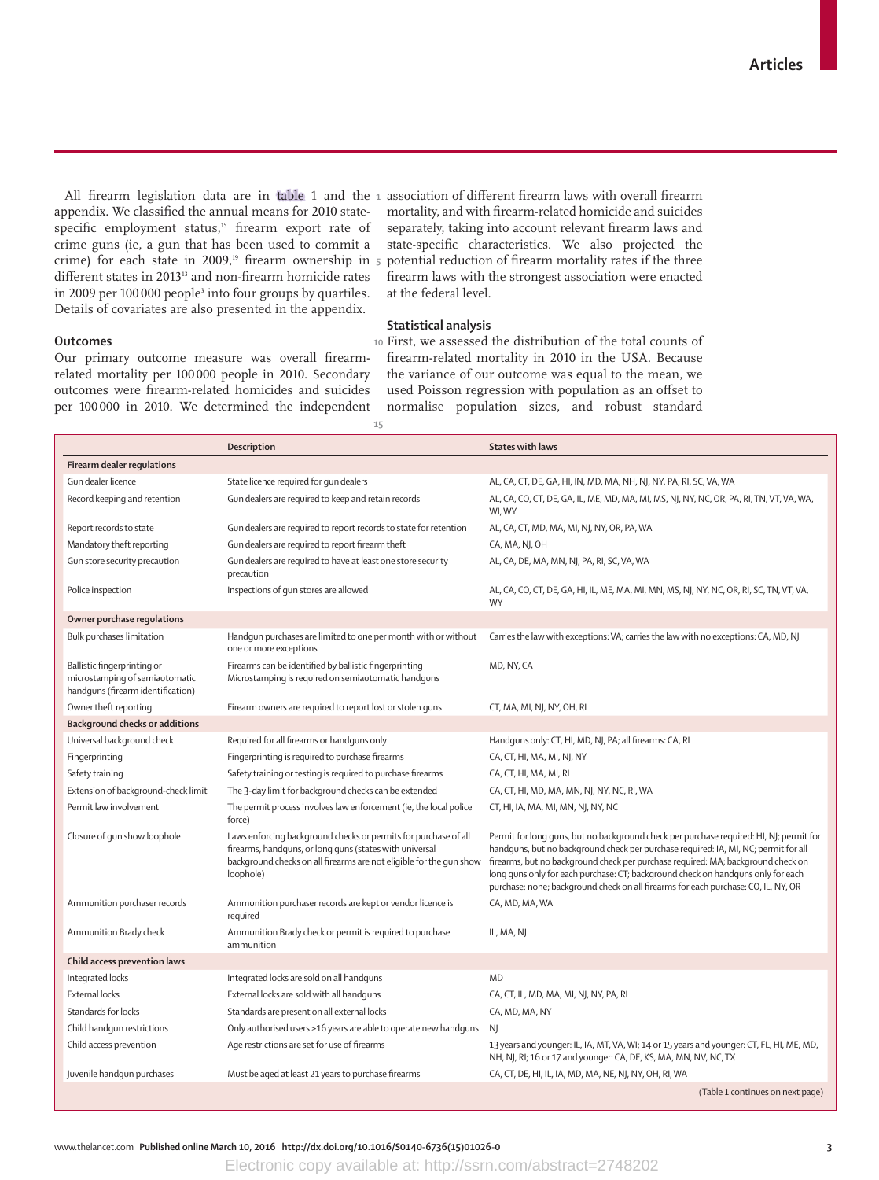All firearm legislation data are in table 1 and the appendix. We classified the annual means for 2010 state-specific employment status,[15] firearm export rate of crime guns (ie, a gun that has been used to commit a crime) for each state in 2009,[19] firearm ownership in different states in 2013[13] and non-firearm homicide rates in 2009 per 100 000 people[3] into four groups by quartiles. Details of covariates are also presented in the appendix.

### Outcomes

Our primary outcome measure was overall firearm-related mortality per 100 000 people in 2010. Secondary outcomes were firearm-related homicides and suicides per 100 000 in 2010. We determined the independent association of different firearm laws with overall firearm mortality, and with firearm-related homicide and suicides separately, taking into account relevant firearm laws and state-specific characteristics. We also projected the potential reduction of firearm mortality rates if the three firearm laws with the strongest association were enacted at the federal level.

### Statistical analysis

First, we assessed the distribution of the total counts of firearm-related mortality in 2010 in the USA. Because the variance of our outcome was equal to the mean, we used Poisson regression with population as an offset to normalise population sizes, and robust standard

| | Description | States with laws |
|---|---|---|
| **Firearm dealer regulations** | | |
| Gun dealer licence | State licence required for gun dealers | AL, CA, CT, DE, GA, HI, IN, MD, MA, NH, NJ, NY, PA, RI, SC, VA, WA |
| Record keeping and retention | Gun dealers are required to keep and retain records | AL, CA, CO, CT, DE, GA, IL, ME, MD, MA, MI, MS, NJ, NY, NC, OR, PA, RI, TN, VT, VA, WA, WI, WY |
| Report records to state | Gun dealers are required to report records to state for retention | AL, CA, CT, MD, MA, MI, NJ, NY, OR, PA, WA |
| Mandatory theft reporting | Gun dealers are required to report firearm theft | CA, MA, NJ, OH |
| Gun store security precaution | Gun dealers are required to have at least one store security precaution | AL, CA, DE, MA, MN, NJ, PA, RI, SC, VA, WA |
| Police inspection | Inspections of gun stores are allowed | AL, CA, CO, CT, DE, GA, HI, IL, ME, MA, MI, MN, MS, NJ, NY, NC, OR, RI, SC, TN, VT, VA, WY |
| **Owner purchase regulations** | | |
| Bulk purchases limitation | Handgun purchases are limited to one per month with or without one or more exceptions | Carries the law with exceptions: VA; carries the law with no exceptions: CA, MD, NJ |
| Ballistic fingerprinting or microstamping of semiautomatic handguns (firearm identification) | Firearms can be identified by ballistic fingerprinting Microstamping is required on semiautomatic handguns | MD, NY, CA |
| Owner theft reporting | Firearm owners are required to report lost or stolen guns | CT, MA, MI, NJ, NY, OH, RI |
| **Background checks or additions** | | |
| Universal background check | Required for all firearms or handguns only | Handguns only: CT, HI, MD, NJ, PA; all firearms: CA, RI |
| Fingerprinting | Fingerprinting is required to purchase firearms | CA, CT, HI, MA, MI, NJ, NY |
| Safety training | Safety training or testing is required to purchase firearms | CA, CT, HI, MA, MI, RI |
| Extension of background-check limit | The 3-day limit for background checks can be extended | CA, CT, HI, MD, MA, MN, NJ, NY, NC, RI, WA |
| Permit law involvement | The permit process involves law enforcement (ie, the local police force) | CT, HI, IA, MA, MI, MN, NJ, NY, NC |
| Closure of gun show loophole | Laws enforcing background checks or permits for purchase of all firearms, handguns, or long guns (states with universal background checks on all firearms are not eligible for the gun show loophole) | Permit for long guns, but no background check per purchase required: HI, NJ; permit for handguns, but no background check per purchase required: IA, MI, NC; permit for all firearms, but no background check per purchase required: MA; background check on long guns only for each purchase: CT; background check on handguns only for each purchase: none; background check on all firearms for each purchase: CO, IL, NY, OR |
| Ammunition purchaser records | Ammunition purchaser records are kept or vendor licence is required | CA, MD, MA, WA |
| Ammunition Brady check | Ammunition Brady check or permit is required to purchase ammunition | IL, MA, NJ |
| **Child access prevention laws** | | |
| Integrated locks | Integrated locks are sold on all handguns | MD |
| External locks | External locks are sold with all handguns | CA, CT, IL, MD, MA, MI, NJ, NY, PA, RI |
| Standards for locks | Standards are present on all external locks | CA, MD, MA, NY |
| Child handgun restrictions | Only authorised users ≥16 years are able to operate new handguns | NJ |
| Child access prevention | Age restrictions are set for use of firearms | 13 years and younger: IL, IA, MT, VA, WI; 14 or 15 years and younger: CT, FL, HI, ME, MD, NH, NJ, RI; 16 or 17 and younger: CA, DE, KS, MA, MN, NV, NC, TX |
| Juvenile handgun purchases | Must be aged at least 21 years to purchase firearms | CA, CT, DE, HI, IL, IA, MD, MA, NE, NJ, NY, OH, RI, WA |

(Table 1 continues on next page)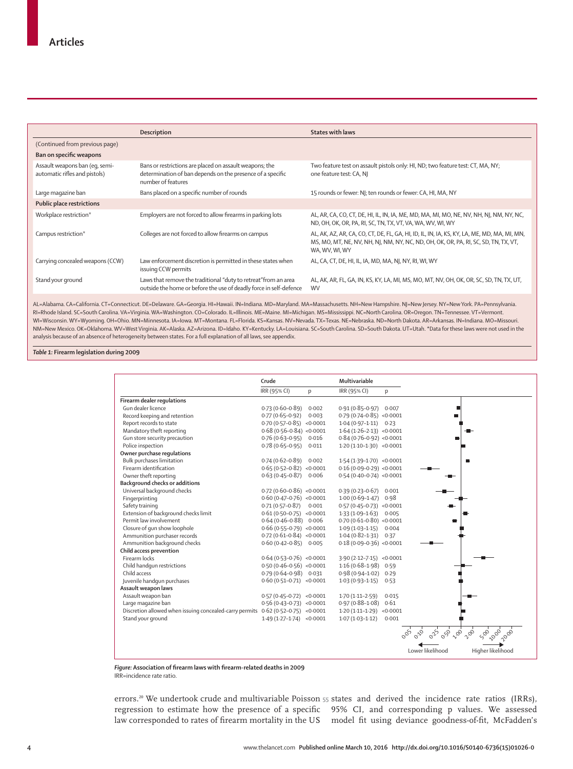| | Description | States with laws |
|---|---|---|
| (Continued from previous page) | | |
| **Ban on specific weapons** | | |
| Assault weapons ban (eg, semi-automatic rifles and pistols) | Bans or restrictions are placed on assault weapons; the determination of ban depends on the presence of a specific number of features | Two feature test on assault pistols only: HI, ND; two feature test: CT, MA, NY; one feature test: CA, NJ |
| Large magazine ban | Bans placed on a specific number of rounds | 15 rounds or fewer: NJ; ten rounds or fewer: CA, HI, MA, NY |
| **Public place restrictions** | | |
| Workplace restriction* | Employers are not forced to allow firearms in parking lots | AL, AR, CA, CO, CT, DE, HI, IL, IN, IA, ME, MD, MA, MI, MO, NE, NV, NH, NJ, NM, NY, NC, ND, OH, OK, OR, PA, RI, SC, TN, TX, VT, VA, WA, WV, WI, WY |
| Campus restriction* | Colleges are not forced to allow firearms on campus | AL, AK, AZ, AR, CA, CO, CT, DE, FL, GA, HI, ID, IL, IN, IA, KS, KY, LA, ME, MD, MA, MI, MN, MS, MO, MT, NE, NV, NH, NJ, NM, NY, NC, ND, OH, OK, OR, PA, RI, SC, SD, TN, TX, VT, WA, WV, WI, WY |
| Carrying concealed weapons (CCW) | Law enforcement discretion is permitted in these states when issuing CCW permits | AL, CA, CT, DE, HI, IL, IA, MD, MA, NJ, NY, RI, WI, WY |
| Stand your ground | Laws that remove the traditional "duty to retreat" from an area outside the home or before the use of deadly force in self-defence | AL, AK, AR, FL, GA, IN, KS, KY, LA, MI, MS, MO, MT, NV, OH, OK, OR, SC, SD, TN, TX, UT, WV |

AL=Alabama. CA=California. CT=Connecticut. DE=Delaware. GA=Georgia. HI=Hawaii. IN=Indiana. MD=Maryland. MA=Massachusetts. NH=New Hampshire. NJ=New Jersey. NY=New York. PA=Pennsylvania. RI=Rhode Island. SC=South Carolina. VA=Virginia. WA=Washington. CO=Colorado. IL=Illinois. ME=Maine. MI=Michigan. MS=Mississippi. NC=North Carolina. OR=Oregon. TN=Tennessee. VT=Vermont. WI=Wisconsin. WY=Wyoming. OH=Ohio. MN=Minnesota. IA=Iowa. MT=Montana. FL=Florida. KS=Kansas. NV=Nevada. TX=Texas. NE=Nebraska. ND=North Dakota. AR=Arkansas. IN=Indiana. MO=Missouri. NM=New Mexico. OK=Oklahoma. WV=West Virginia. AK=Alaska. AZ=Arizona. ID=Idaho. KY=Kentucky. LA=Louisiana. SC=South Carolina. SD=South Dakota. UT=Utah. *Data for these laws were not used in the analysis because of an absence of heterogeneity between states. For a full explanation of all laws, see appendix.

*Table 1:* **Firearm legislation during 2009**

| | Crude | | Multivariable | |
|---|---|---|---|---|
| | IRR (95% CI) | p | IRR (95% CI) | p |
| **Firearm dealer regulations** | | | | |
| Gun dealer licence | 0·73 (0·60–0·89) | 0·002 | 0·91 (0·85–0·97) | 0·007 |
| Record keeping and retention | 0·77 (0·65–0·92) | 0·003 | 0·79 (0·74–0·85) | <0·0001 |
| Report records to state | 0·70 (0·57–0·85) | <0·0001 | 1·04 (0·97–1·11) | 0·23 |
| Mandatory theft reporting | 0·68 (0·56–0·84) | <0·0001 | 1·64 (1·26–2·13) | <0·0001 |
| Gun store security precaution | 0·76 (0·63–0·95) | 0·016 | 0·84 (0·76–0·92) | <0·0001 |
| Police inspection | 0·78 (0·65–0·95) | 0·011 | 1·20 (1·10–1·30) | <0·0001 |
| **Owner purchase regulations** | | | | |
| Bulk purchases limitation | 0·74 (0·62–0·89) | 0·002 | 1·54 (1·39–1·70) | <0·0001 |
| Firearm identification | 0·65 (0·52–0·82) | <0·0001 | 0·16 (0·09–0·29) | <0·0001 |
| Owner theft reporting | 0·63 (0·45–0·87) | 0·006 | 0·54 (0·40–0·74) | <0·0001 |
| **Background checks or additions** | | | | |
| Universal background checks | 0·72 (0·60–0·86) | <0·0001 | 0·39 (0·23–0·67) | 0·001 |
| Fingerprinting | 0·60 (0·47–0·76) | <0·0001 | 1·00 (0·69–1·47) | 0·98 |
| Safety training | 0·71 (0·57–0·87) | 0·001 | 0·57 (0·45–0·73) | <0·0001 |
| Extension of background checks limit | 0·61 (0·50–0·75) | <0·0001 | 1·33 (1·09–1·63) | 0·005 |
| Permit law involvement | 0·64 (0·46–0·88) | 0·006 | 0·70 (0·61–0·80) | <0·0001 |
| Closure of gun show loophole | 0·66 (0·55–0·79) | <0·0001 | 1·09 (1·03–1·15) | 0·004 |
| Ammunition purchaser records | 0·72 (0·61–0·84) | <0·0001 | 1·04 (0·82–1·31) | 0·37 |
| Ammunition background checks | 0·60 (0·42–0·85) | 0·005 | 0·18 (0·09–0·36) | <0·0001 |
| **Child access prevention** | | | | |
| Firearm locks | 0·64 (0·53–0·76) | <0·0001 | 3·90 (2·12–7·15) | <0·0001 |
| Child handgun restrictions | 0·50 (0·46–0·56) | <0·0001 | 1·16 (0·68–1·98) | 0·59 |
| Child access | 0·79 (0·64–0·98) | 0·031 | 0·98 (0·94–1·02) | 0·29 |
| Juvenile handgun purchases | 0·60 (0·51–0·71) | <0·0001 | 1·03 (0·93–1·15) | 0·53 |
| **Assault weapon laws** | | | | |
| Assault weapon ban | 0·57 (0·45–0·72) | <0·0001 | 1·70 (1·11–2·59) | 0·015 |
| Large magazine ban | 0·56 (0·43–0·73) | <0·0001 | 0·97 (0·88–1·08) | 0·61 |
| Discretion allowed when issuing concealed-carry permits | 0·62 (0·52–0·75) | <0·0001 | 1·20 (1·11–1·29) | <0·0001 |
| Stand your ground | 1·49 (1·27–1·74) | <0·0001 | 1·07 (1·03–1·12) | 0·001 |

0·05 0·10 0·25 0·50 1·00 2·00 5·00 10·00 20·00

Lower likelihood

Higher likelihood

*Figure:* **Association of firearm laws with firearm-related deaths in 2009**

IRR=incidence rate ratio.

errors.[20] We undertook crude and multivariable Poisson regression to estimate how the presence of a specific law corresponded to rates of firearm mortality in the US states and derived the incidence rate ratios (IRRs), 95% CI, and corresponding p values. We assessed model fit using deviance goodness-of-fit, McFadden's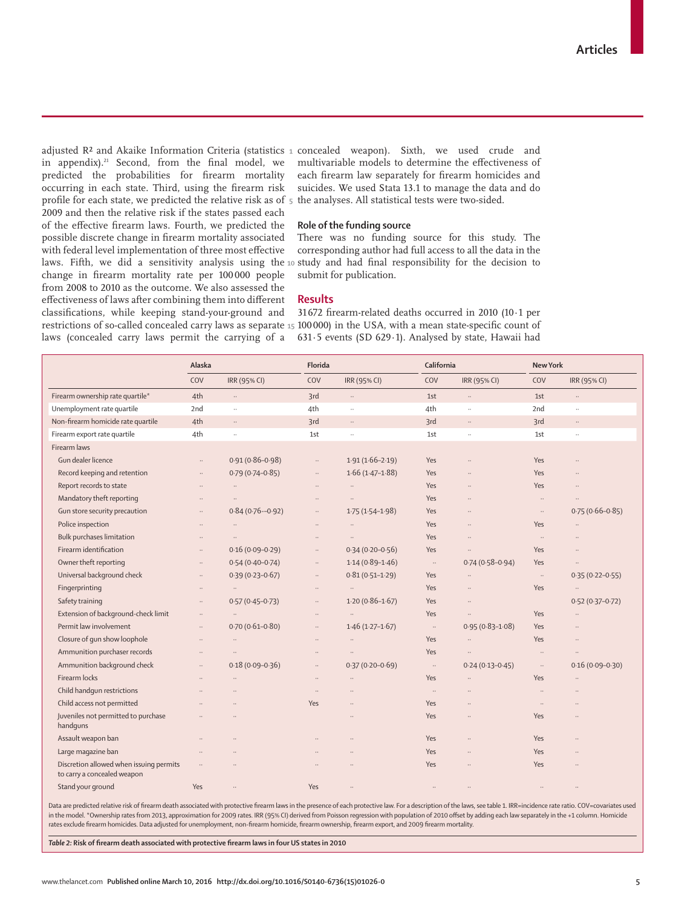adjusted $R^2$ and Akaike Information Criteria (statistics in appendix).[21] Second, from the final model, we predicted the probabilities for firearm mortality occurring in each state. Third, using the firearm risk profile for each state, we predicted the relative risk as of 2009 and then the relative risk if the states passed each of the effective firearm laws. Fourth, we predicted the possible discrete change in firearm mortality associated with federal level implementation of three most effective laws. Fifth, we did a sensitivity analysis using the change in firearm mortality rate per 100 000 people from 2008 to 2010 as the outcome. We also assessed the effectiveness of laws after combining them into different classifications, while keeping stand-your-ground and restrictions of so-called concealed carry laws as separate laws (concealed carry laws permit the carrying of a concealed weapon). Sixth, we used crude and multivariable models to determine the effectiveness of each firearm law separately for firearm homicides and suicides. We used Stata 13.1 to manage the data and do the analyses. All statistical tests were two-sided.

### Role of the funding source

There was no funding source for this study. The corresponding author had full access to all the data in the study and had final responsibility for the decision to submit for publication.

## Results

31 672 firearm-related deaths occurred in 2010 (10·1 per 100 000) in the USA, with a mean state-specific count of 631·5 events (SD 629·1). Analysed by state, Hawaii had

| | Alaska | | Florida | | California | | New York | |
|---|---|---|---|---|---|---|---|---|
| | COV | IRR (95% CI) | COV | IRR (95% CI) | COV | IRR (95% CI) | COV | IRR (95% CI) |
| Firearm ownership rate quartile* | 4th | .. | 3rd | .. | 1st | .. | 1st | .. |
| Unemployment rate quartile | 2nd | .. | 4th | .. | 4th | .. | 2nd | .. |
| Non-firearm homicide rate quartile | 4th | .. | 3rd | .. | 3rd | .. | 3rd | .. |
| Firearm export rate quartile | 4th | .. | 1st | .. | 1st | .. | 1st | .. |
| Firearm laws | | | | | | | | |
| Gun dealer licence | .. | 0·91 (0·86–0·98) | .. | 1·91 (1·66–2·19) | Yes | .. | Yes | .. |
| Record keeping and retention | .. | 0·79 (0·74–0·85) | .. | 1·66 (1·47–1·88) | Yes | .. | Yes | .. |
| Report records to state | .. | .. | .. | .. | Yes | .. | Yes | .. |
| Mandatory theft reporting | .. | .. | .. | .. | Yes | .. | .. | .. |
| Gun store security precaution | .. | 0·84 (0·76–-0·92) | .. | 1·75 (1·54–1·98) | Yes | .. | .. | 0·75 (0·66–0·85) |
| Police inspection | .. | .. | .. | .. | Yes | .. | Yes | .. |
| Bulk purchases limitation | .. | .. | .. | .. | Yes | .. | .. | .. |
| Firearm identification | .. | 0·16 (0·09–0·29) | .. | 0·34 (0·20–0·56) | Yes | .. | Yes | .. |
| Owner theft reporting | .. | 0·54 (0·40–0·74) | .. | 1·14 (0·89–1·46) | .. | 0·74 (0·58–0·94) | Yes | .. |
| Universal background check | .. | 0·39 (0·23–0·67) | .. | 0·81 (0·51–1·29) | Yes | .. | .. | 0·35 (0·22–0·55) |
| Fingerprinting | .. | .. | .. | .. | Yes | .. | Yes | .. |
| Safety training | .. | 0·57 (0·45–0·73) | .. | 1·20 (0·86–1·67) | Yes | .. | | 0·52 (0·37–0·72) |
| Extension of background-check limit | .. | .. | .. | .. | Yes | .. | Yes | .. |
| Permit law involvement | .. | 0·70 (0·61–0·80) | .. | 1·46 (1·27–1·67) | .. | 0·95 (0·83–1·08) | Yes | .. |
| Closure of gun show loophole | .. | .. | .. | .. | Yes | .. | Yes | .. |
| Ammunition purchaser records | .. | .. | .. | .. | Yes | .. | .. | .. |
| Ammunition background check | .. | 0·18 (0·09–0·36) | .. | 0·37 (0·20–0·69) | .. | 0·24 (0·13–0·45) | .. | 0·16 (0·09–0·30) |
| Firearm locks | .. | .. | .. | .. | Yes | .. | Yes | .. |
| Child handgun restrictions | .. | .. | .. | .. | .. | .. | .. | .. |
| Child access not permitted | .. | .. | Yes | .. | Yes | .. | .. | .. |
| Juveniles not permitted to purchase handguns | .. | .. | | .. | Yes | .. | Yes | .. |
| Assault weapon ban | .. | .. | .. | .. | Yes | .. | Yes | .. |
| Large magazine ban | .. | .. | .. | .. | Yes | .. | Yes | .. |
| Discretion allowed when issuing permits to carry a concealed weapon | .. | .. | .. | .. | Yes | .. | Yes | .. |
| Stand your ground | Yes | .. | Yes | .. | .. | .. | .. | .. |

Data are predicted relative risk of firearm death associated with protective firearm laws in the presence of each protective law. For a description of the laws, see table 1. IRR=incidence rate ratio. COV=covariates used in the model. *Ownership rates from 2013, approximation for 2009 rates. IRR (95% CI) derived from Poisson regression with population of 2010 offset by adding each law separately in the +1 column. Homicide rates exclude firearm homicides. Data adjusted for unemployment, non-firearm homicide, firearm ownership, firearm export, and 2009 firearm mortality.

***Table 2:* Risk of firearm death associated with protective firearm laws in four US states in 2010**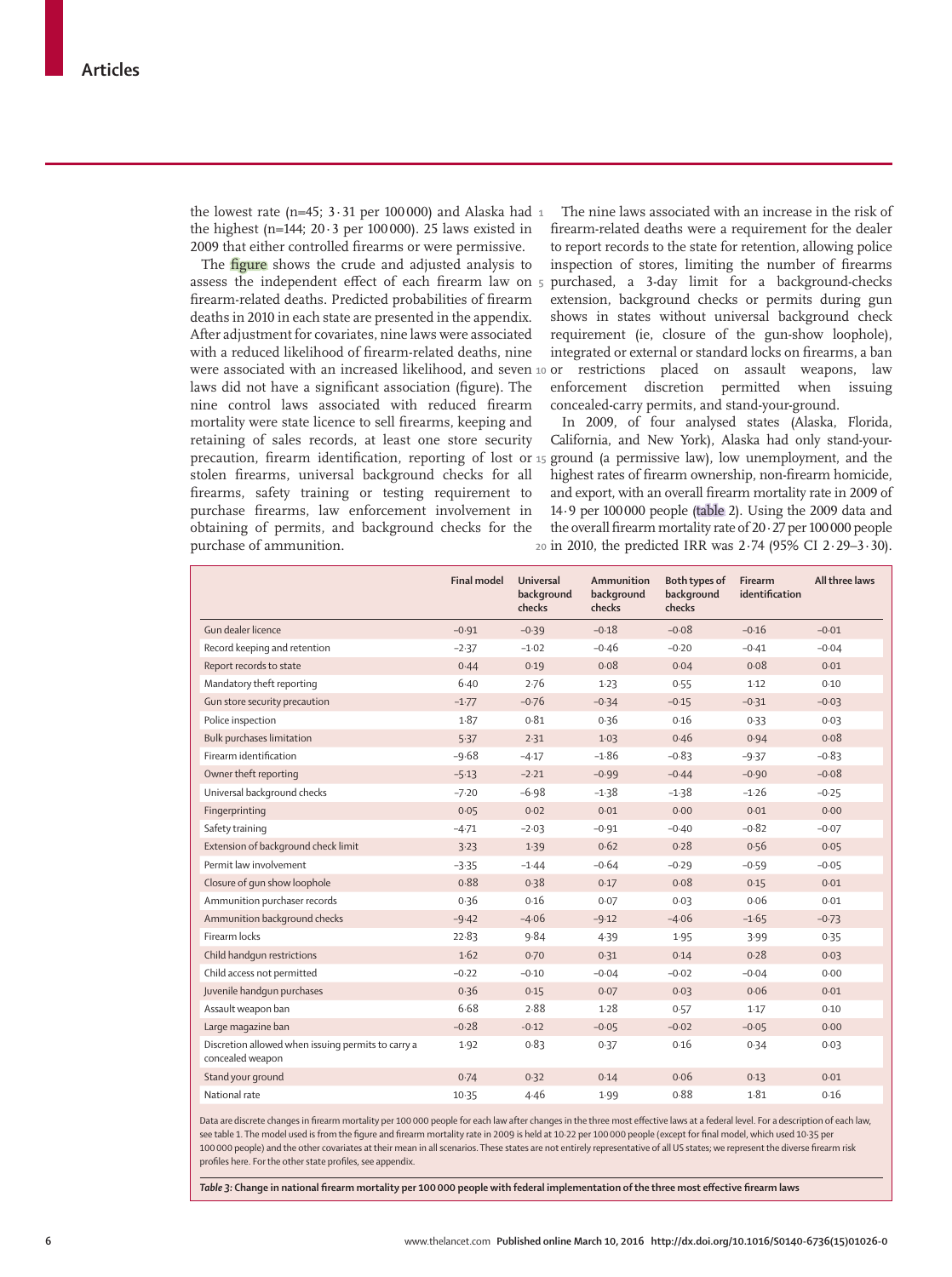the lowest rate (n=45; 3·31 per 100 000) and Alaska had the highest (n=144; 20·3 per 100 000). 25 laws existed in 2009 that either controlled firearms or were permissive.

The figure shows the crude and adjusted analysis to assess the independent effect of each firearm law on firearm-related deaths. Predicted probabilities of firearm deaths in 2010 in each state are presented in the appendix. After adjustment for covariates, nine laws were associated with a reduced likelihood of firearm-related deaths, nine were associated with an increased likelihood, and seven laws did not have a significant association (figure). The nine control laws associated with reduced firearm mortality were state licence to sell firearms, keeping and retaining of sales records, at least one store security precaution, firearm identification, reporting of lost or stolen firearms, universal background checks for all firearms, safety training or testing requirement to purchase firearms, law enforcement involvement in obtaining of permits, and background checks for the purchase of ammunition.

The nine laws associated with an increase in the risk of firearm-related deaths were a requirement for the dealer to report records to the state for retention, allowing police inspection of stores, limiting the number of firearms purchased, a 3-day limit for a background-checks extension, background checks or permits during gun shows in states without universal background check requirement (ie, closure of the gun-show loophole), integrated or external or standard locks on firearms, a ban or restrictions placed on assault weapons, law enforcement discretion permitted when issuing concealed-carry permits, and stand-your-ground.

In 2009, of four analysed states (Alaska, Florida, California, and New York), Alaska had only stand-your-ground (a permissive law), low unemployment, and the highest rates of firearm ownership, non-firearm homicide, and export, with an overall firearm mortality rate in 2009 of 14·9 per 100 000 people (table 2). Using the 2009 data and the overall firearm mortality rate of 20·27 per 100 000 people in 2010, the predicted IRR was 2·74 (95% CI 2·29–3·30).

| | Final model | Universal background checks | Ammunition background checks | Both types of background checks | Firearm identification | All three laws |
|---|---|---|---|---|---|---|
| Gun dealer licence | −0·91 | −0·39 | −0·18 | −0·08 | −0·16 | −0·01 |
| Record keeping and retention | −2·37 | −1·02 | −0·46 | −0·20 | −0·41 | −0·04 |
| Report records to state | 0·44 | 0·19 | 0·08 | 0·04 | 0·08 | 0·01 |
| Mandatory theft reporting | 6·40 | 2·76 | 1·23 | 0·55 | 1·12 | 0·10 |
| Gun store security precaution | −1·77 | −0·76 | −0·34 | −0·15 | −0·31 | −0·03 |
| Police inspection | 1·87 | 0·81 | 0·36 | 0·16 | 0·33 | 0·03 |
| Bulk purchases limitation | 5·37 | 2·31 | 1·03 | 0·46 | 0·94 | 0·08 |
| Firearm identification | −9·68 | −4·17 | −1·86 | −0·83 | −9·37 | −0·83 |
| Owner theft reporting | −5·13 | −2·21 | −0·99 | −0·44 | −0·90 | −0·08 |
| Universal background checks | −7·20 | −6·98 | −1·38 | −1·38 | −1·26 | −0·25 |
| Fingerprinting | 0·05 | 0·02 | 0·01 | 0·00 | 0·01 | 0·00 |
| Safety training | −4·71 | −2·03 | −0·91 | −0·40 | −0·82 | −0·07 |
| Extension of background check limit | 3·23 | 1·39 | 0·62 | 0·28 | 0·56 | 0·05 |
| Permit law involvement | −3·35 | −1·44 | −0·64 | −0·29 | −0·59 | −0·05 |
| Closure of gun show loophole | 0·88 | 0·38 | 0·17 | 0·08 | 0·15 | 0·01 |
| Ammunition purchaser records | 0·36 | 0·16 | 0·07 | 0·03 | 0·06 | 0·01 |
| Ammunition background checks | −9·42 | −4·06 | −9·12 | −4·06 | −1·65 | −0·73 |
| Firearm locks | 22·83 | 9·84 | 4·39 | 1·95 | 3·99 | 0·35 |
| Child handgun restrictions | 1·62 | 0·70 | 0·31 | 0·14 | 0·28 | 0·03 |
| Child access not permitted | −0·22 | −0·10 | −0·04 | −0·02 | −0·04 | 0·00 |
| Juvenile handgun purchases | 0·36 | 0·15 | 0·07 | 0·03 | 0·06 | 0·01 |
| Assault weapon ban | 6·68 | 2·88 | 1·28 | 0·57 | 1·17 | 0·10 |
| Large magazine ban | −0·28 | −0·12 | −0·05 | −0·02 | −0·05 | 0·00 |
| Discretion allowed when issuing permits to carry a concealed weapon | 1·92 | 0·83 | 0·37 | 0·16 | 0·34 | 0·03 |
| Stand your ground | 0·74 | 0·32 | 0·14 | 0·06 | 0·13 | 0·01 |
| National rate | 10·35 | 4·46 | 1·99 | 0·88 | 1·81 | 0·16 |

Data are discrete changes in firearm mortality per 100 000 people for each law after changes in the three most effective laws at a federal level. For a description of each law, see table 1. The model used is from the figure and firearm mortality rate in 2009 is held at 10·22 per 100 000 people (except for final model, which used 10·35 per 100 000 people) and the other covariates at their mean in all scenarios. These states are not entirely representative of all US states; we represent the diverse firearm risk profiles here. For the other state profiles, see appendix.

**Table 3: Change in national firearm mortality per 100 000 people with federal implementation of the three most effective firearm laws**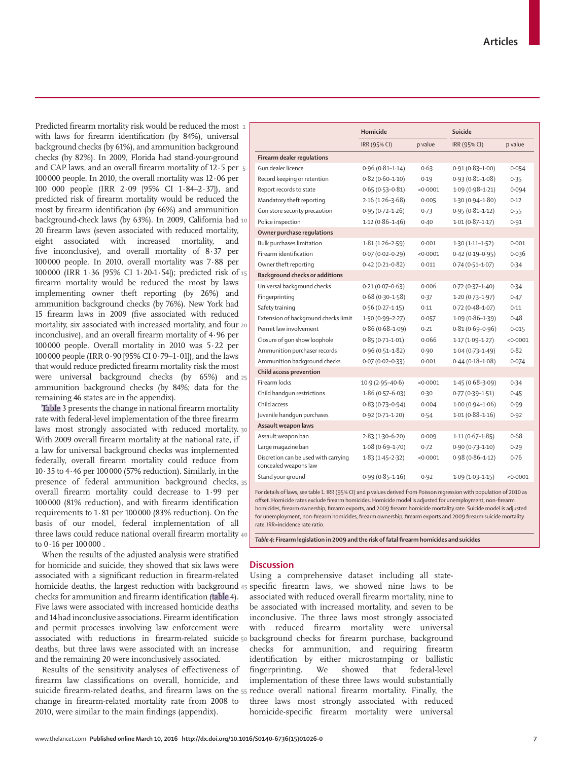Predicted firearm mortality risk would be reduced the most with laws for firearm identification (by 84%), universal background checks (by 61%), and ammunition background checks (by 82%). In 2009, Florida had stand-your-ground and CAP laws, and an overall firearm mortality of 12·5 per 100 000 people. In 2010, the overall mortality was 12·06 per 100 000 people (IRR 2·09 [95% CI 1·84–2·37]), and predicted risk of firearm mortality would be reduced the most by firearm identification (by 66%) and ammunition background-check laws (by 63%). In 2009, California had 20 firearm laws (seven associated with reduced mortality, eight associated with increased mortality, and five inconclusive), and overall mortality of 8·37 per 100 000 people. In 2010, overall mortality was 7·88 per 100 000 (IRR 1·36 [95% CI 1·20-1·54]); predicted risk of firearm mortality would be reduced the most by laws implementing owner theft reporting (by 26%) and ammunition background checks (by 76%). New York had 15 firearm laws in 2009 (five associated with reduced mortality, six associated with increased mortality, and four inconclusive), and an overall firearm mortality of 4·96 per 100 000 people. Overall mortality in 2010 was 5·22 per 100 000 people (IRR 0·90 [95% CI 0·79–1·01]), and the laws that would reduce predicted firearm mortality risk the most were universal background checks (by 65%) and ammunition background checks (by 84%; data for the remaining 46 states are in the appendix).

Table 3 presents the change in national firearm mortality rate with federal-level implementation of the three firearm laws most strongly associated with reduced mortality. With 2009 overall firearm mortality at the national rate, if a law for universal background checks was implemented federally, overall firearm mortality could reduce from 10·35 to 4·46 per 100 000 (57% reduction). Similarly, in the presence of federal ammunition background checks, overall firearm mortality could decrease to 1·99 per 100 000 (81% reduction), and with firearm identification requirements to 1·81 per 100 000 (83% reduction). On the basis of our model, federal implementation of all three laws could reduce national overall firearm mortality to 0·16 per 100 000 .

When the results of the adjusted analysis were stratified for homicide and suicide, they showed that six laws were associated with a significant reduction in firearm-related homicide deaths, the largest reduction with background checks for ammunition and firearm identification (table 4). Five laws were associated with increased homicide deaths and 14 had inconclusive associations. Firearm identification and permit processes involving law enforcement were associated with reductions in firearm-related suicide deaths, but three laws were associated with an increase and the remaining 20 were inconclusively associated.

Results of the sensitivity analyses of effectiveness of firearm law classifications on overall, homicide, and suicide firearm-related deaths, and firearm laws on the change in firearm-related mortality rate from 2008 to 2010, were similar to the main findings (appendix).

| | Homicide | | Suicide | |
|---|---|---|---|---|
| | IRR (95% CI) | p value | IRR (95% CI) | p value |
| **Firearm dealer regulations** | | | | |
| Gun dealer licence | 0·96 (0·81–1·14) | 0·63 | 0·91 (0·83–1·00) | 0·054 |
| Record keeping or retention | 0·82 (0·60–1·10) | 0·19 | 0·93 (0·81–1·08) | 0·35 |
| Report records to state | 0·65 (0·53–0·81) | <0·0001 | 1·09 (0·98–1·21) | 0·094 |
| Mandatory theft reporting | 2·16 (1·26–3·68) | 0·005 | 1·30 (0·94–1·80) | 0·12 |
| Gun store security precaution | 0·95 (0·72–1·26) | 0·73 | 0·95 (0·81–1·12) | 0·55 |
| Police inspection | 1·12 (0·86–1·46) | 0·40 | 1·01 (0·87–1·17) | 0·91 |
| **Owner purchase regulations** | | | | |
| Bulk purchases limitation | 1·81 (1·26–2·59) | 0·001 | 1·30 (1·11–1·52) | 0·001 |
| Firearm identification | 0·07 (0·02–0·29) | <0·0001 | 0·42 (0·19–0·95) | 0·036 |
| Owner theft reporting | 0·42 (0·21–0·82) | 0·011 | 0·74 (0·51–1·07) | 0·34 |
| **Background checks or additions** | | | | |
| Universal background checks | 0·21 (0·07–0·63) | 0·006 | 0·72 (0·37–1·40) | 0·34 |
| Fingerprinting | 0·68 (0·30–1·58) | 0·37 | 1·20 (0·73–1·97) | 0·47 |
| Safety training | 0·56 (0·27–1·15) | 0·11 | 0·72 (0·48–1·07) | 0·11 |
| Extension of background checks limit | 1·50 (0·99–2·27) | 0·057 | 1·09 (0·86–1·39) | 0·48 |
| Permit law involvement | 0·86 (0·68–1·09) | 0·21 | 0·81 (0·69–0·96) | 0·015 |
| Closure of gun show loophole | 0·85 (0·71–1·01) | 0·066 | 1·17 (1·09–1·27) | <0·0001 |
| Ammunition purchaser records | 0·96 (0·51–1·82) | 0·90 | 1·04 (0·73–1·49) | 0·82 |
| Ammunition background checks | 0·07 (0·02–0·33) | 0·001 | 0·44 (0·18–1·08) | 0·074 |
| **Child access prevention** | | | | |
| Firearm locks | 10·9 (2·95–40·6) | <0·0001 | 1·45 (0·68–3·09) | 0·34 |
| Child handgun restrictions | 1·86 (0·57–6·03) | 0·30 | 0·77 (0·39–1·51) | 0·45 |
| Child access | 0·83 (0·73–0·94) | 0·004 | 1·00 (0·94–1·06) | 0·99 |
| Juvenile handgun purchases | 0·92 (0·71–1·20) | 0·54 | 1·01 (0·88–1·16) | 0·92 |
| **Assault weapon laws** | | | | |
| Assault weapon ban | 2·83 (1·30–6·20) | 0·009 | 1·11 (0·67–1·85) | 0·68 |
| Large magazine ban | 1·08 (0·69–1·70) | 0·72 | 0·90 (0·73–1·10) | 0·29 |
| Discretion can be used with carrying concealed weapons law | 1·83 (1·45–2·32) | <0·0001 | 0·98 (0·86–1·12) | 0·76 |
| Stand your ground | 0·99 (0·85–1·16) | 0·92 | 1·09 (1·03–1·15) | <0·0001 |

For details of laws, see table 1. IRR (95% CI) and p values derived from Poisson regression with population of 2010 as offset. Homicide rates exclude firearm homicides. Homicide model is adjusted for unemployment, non-firearm homicides, firearm ownership, firearm exports, and 2009 firearm homicide mortality rate. Suicide model is adjusted for unemployment, non-firearm homicides, firearm ownership, firearm exports and 2009 firearm suicide mortality rate. IRR=incidence rate ratio.

*Table 4:* **Firearm legislation in 2009 and the risk of fatal firearm homicides and suicides**

## Discussion

Using a comprehensive dataset including all state-specific firearm laws, we showed nine laws to be associated with reduced overall firearm mortality, nine to be associated with increased mortality, and seven to be inconclusive. The three laws most strongly associated with reduced firearm mortality were universal background checks for firearm purchase, background checks for ammunition, and requiring firearm identification by either microstamping or ballistic fingerprinting. We showed that federal-level implementation of these three laws would substantially reduce overall national firearm mortality. Finally, the three laws most strongly associated with reduced homicide-specific firearm mortality were universal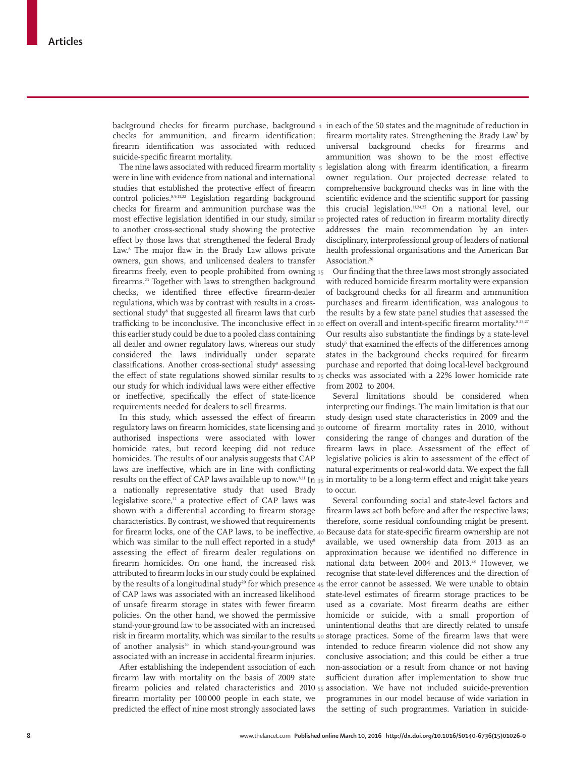background checks for firearm purchase, background checks for ammunition, and firearm identification; firearm identification was associated with reduced suicide-specific firearm mortality.

The nine laws associated with reduced firearm mortality were in line with evidence from national and international studies that established the protective effect of firearm control policies.[8,9,11,22] Legislation regarding background checks for firearm and ammunition purchase was the most effective legislation identified in our study, similar to another cross-sectional study showing the protective effect by those laws that strengthened the federal Brady Law.[8] The major flaw in the Brady Law allows private owners, gun shows, and unlicensed dealers to transfer firearms freely, even to people prohibited from owning firearms.[23] Together with laws to strengthen background checks, we identified three effective firearm-dealer regulations, which was by contrast with results in a cross-sectional study[8] that suggested all firearm laws that curb trafficking to be inconclusive. The inconclusive effect in this earlier study could be due to a pooled class containing all dealer and owner regulatory laws, whereas our study considered the laws individually under separate classifications. Another cross-sectional study[9] assessing the effect of state regulations showed similar results to our study for which individual laws were either effective or ineffective, specifically the effect of state-licence requirements needed for dealers to sell firearms.

In this study, which assessed the effect of firearm regulatory laws on firearm homicides, state licensing and authorised inspections were associated with lower homicide rates, but record keeping did not reduce homicides. The results of our analysis suggests that CAP laws are ineffective, which are in line with conflicting results on the effect of CAP laws available up to now.[8,11] In a nationally representative study that used Brady legislative score,[12] a protective effect of CAP laws was shown with a differential according to firearm storage characteristics. By contrast, we showed that requirements for firearm locks, one of the CAP laws, to be ineffective, which was similar to the null effect reported in a study[8] assessing the effect of firearm dealer regulations on firearm homicides. On one hand, the increased risk attributed to firearm locks in our study could be explained by the results of a longitudinal study[20] for which presence of CAP laws was associated with an increased likelihood of unsafe firearm storage in states with fewer firearm policies. On the other hand, we showed the permissive stand-your-ground law to be associated with an increased risk in firearm mortality, which was similar to the results of another analysis[10] in which stand-your-ground was associated with an increase in accidental firearm injuries.

After establishing the independent association of each firearm law with mortality on the basis of 2009 state firearm policies and related characteristics and 2010 firearm mortality per 100 000 people in each state, we predicted the effect of nine most strongly associated laws in each of the 50 states and the magnitude of reduction in firearm mortality rates. Strengthening the Brady Law[7] by universal background checks for firearms and ammunition was shown to be the most effective legislation along with firearm identification, a firearm owner regulation. Our projected decrease related to comprehensive background checks was in line with the scientific evidence and the scientific support for passing this crucial legislation.[11,24,25] On a national level, our projected rates of reduction in firearm mortality directly addresses the main recommendation by an inter-disciplinary, interprofessional group of leaders of national health professional organisations and the American Bar Association.[26]

Our finding that the three laws most strongly associated with reduced homicide firearm mortality were expansion of background checks for all firearm and ammunition purchases and firearm identification, was analogous to the results by a few state panel studies that assessed the effect on overall and intent-specific firearm mortality.[8,25,27] Our results also substantiate the findings by a state-level study[5] that examined the effects of the differences among states in the background checks required for firearm purchase and reported that doing local-level background checks was associated with a 22% lower homicide rate from 2002 to 2004.

Several limitations should be considered when interpreting our findings. The main limitation is that our study design used state characteristics in 2009 and the outcome of firearm mortality rates in 2010, without considering the range of changes and duration of the firearm laws in place. Assessment of the effect of legislative policies is akin to assessment of the effect of natural experiments or real-world data. We expect the fall in mortality to be a long-term effect and might take years to occur.

Several confounding social and state-level factors and firearm laws act both before and after the respective laws; therefore, some residual confounding might be present. Because data for state-specific firearm ownership are not available, we used ownership data from 2013 as an approximation because we identified no difference in national data between 2004 and 2013.[28] However, we recognise that state-level differences and the direction of the error cannot be assessed. We were unable to obtain state-level estimates of firearm storage practices to be used as a covariate. Most firearm deaths are either homicide or suicide, with a small proportion of unintentional deaths that are directly related to unsafe storage practices. Some of the firearm laws that were intended to reduce firearm violence did not show any conclusive association; and this could be either a true non-association or a result from chance or not having sufficient duration after implementation to show true association. We have not included suicide-prevention programmes in our model because of wide variation in the setting of such programmes. Variation in suicide-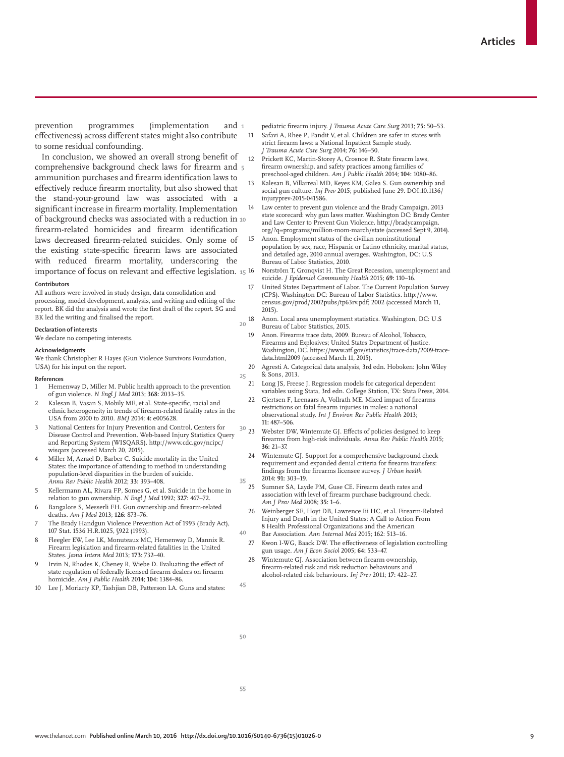prevention programmes (implementation and effectiveness) across different states might also contribute to some residual confounding.

In conclusion, we showed an overall strong benefit of comprehensive background check laws for firearm and ammunition purchases and firearm identification laws to effectively reduce firearm mortality, but also showed that the stand-your-ground law was associated with a significant increase in firearm mortality. Implementation of background checks was associated with a reduction in firearm-related homicides and firearm identification laws decreased firearm-related suicides. Only some of the existing state-specific firearm laws are associated with reduced firearm mortality, underscoring the importance of focus on relevant and effective legislation.

#### Contributors

All authors were involved in study design, data consolidation and processing, model development, analysis, and writing and editing of the report. BK did the analysis and wrote the first draft of the report. SG and BK led the writing and finalised the report.

#### Declaration of interests

We declare no competing interests.

#### Acknowledgments

We thank Christopher R Hayes (Gun Violence Survivors Foundation, USA) for his input on the report.

#### References

1. Hemenway D, Miller M. Public health approach to the prevention of gun violence. *N Engl J Med* 2013; **368:** 2033–35.
2. Kalesan B, Vasan S, Mobily ME, et al. State-specific, racial and ethnic heterogeneity in trends of firearm-related fatality rates in the USA from 2000 to 2010. *BMJ* 2014; **4:** e005628.
3. National Centers for Injury Prevention and Control, Centers for Disease Control and Prevention. Web-based Injury Statistics Query and Reporting System (WISQARS). http://www.cdc.gov/ncipc/wisqars (accessed March 20, 2015).
4. Miller M, Azrael D, Barber C. Suicide mortality in the United States: the importance of attending to method in understanding population-level disparities in the burden of suicide. *Annu Rev Public Health* 2012; **33:** 393–408.
5. Kellermann AL, Rivara FP, Somes G, et al. Suicide in the home in relation to gun ownership. *N Engl J Med* 1992; **327:** 467–72.
6. Bangalore S, Messerli FH. Gun ownership and firearm-related deaths. *Am J Med* 2013; **126:** 873–76.
7. The Brady Handgun Violence Prevention Act of 1993 (Brady Act), 107 Stat. 1536 H.R.1025, §922 (1993).
8. Fleegler EW, Lee LK, Monuteaux MC, Hemenway D, Mannix R. Firearm legislation and firearm-related fatalities in the United States. *Jama Intern Med* 2013; **173:** 732–40.
9. Irvin N, Rhodes K, Cheney R, Wiebe D. Evaluating the effect of state regulation of federally licensed firearm dealers on firearm homicide. *Am J Public Health* 2014; **104:** 1384–86.
10. Lee J, Moriarty KP, Tashjian DB, Patterson LA. Guns and states: pediatric firearm injury. *J Trauma Acute Care Surg* 2013; **75:** 50–53.
11. Safavi A, Rhee P, Pandit V, et al. Children are safer in states with strict firearm laws: a National Inpatient Sample study. *J Trauma Acute Care Surg* 2014; **76:** 146–50.
12. Prickett KC, Martin-Storey A, Crosnoe R. State firearm laws, firearm ownership, and safety practices among families of preschool-aged children. *Am J Public Health* 2014; **104:** 1080–86.
13. Kalesan B, Villarreal MD, Keyes KM, Galea S. Gun ownership and social gun culture. *Inj Prev* 2015; published June 29. DOI:10.1136/injuryprev-2015-041586.
14. Law center to prevent gun violence and the Brady Campaign. 2013 state scorecard: why gun laws matter. Washington DC: Brady Center and Law Center to Prevent Gun Violence. http://bradycampaign.org/?q=programs/million-mom-march/state (accessed Sept 9, 2014).
15. Anon. Employment status of the civilian noninstitutional population by sex, race, Hispanic or Latino ethnicity, marital status, and detailed age, 2010 annual averages. Washington, DC: U.S Bureau of Labor Statistics, 2010.
16. Norström T, Gronqvist H. The Great Recession, unemployment and suicide. *J Epidemiol Community Health* 2015; **69:** 110–16.
17. United States Department of Labor. The Current Population Survey (CPS). Washington DC: Bureau of Labor Statistics. http://www.census.gov/prod/2002pubs/tp63rv.pdf; 2002 (accessed March 11, 2015).
18. Anon. Local area unemployment statistics. Washington, DC: U.S Bureau of Labor Statistics, 2015.
19. Anon. Firearms trace data, 2009. Bureau of Alcohol, Tobacco, Firearms and Explosives; United States Department of Justice. Washington, DC. https://www.atf.gov/statistics/trace-data/2009-trace-data.html2009 (accessed March 11, 2015).
20. Agresti A. Categorical data analysis, 3rd edn. Hoboken: John Wiley & Sons, 2013.
21. Long JS, Freese J. Regression models for categorical dependent variables using Stata, 3rd edn. College Station, TX: Stata Press, 2014.
22. Gjertsen F, Leenaars A, Vollrath ME. Mixed impact of firearms restrictions on fatal firearm injuries in males: a national observational study. *Int J Environ Res Public Health* 2013; **11:** 487–506.
23. Webster DW, Wintemute GJ. Effects of policies designed to keep firearms from high-risk individuals. *Annu Rev Public Health* 2015; **36:** 21–37.
24. Wintemute GJ. Support for a comprehensive background check requirement and expanded denial criteria for firearm transfers: findings from the firearms licensee survey. *J Urban health* 2014: **91:** 303–19.
25. Sumner SA, Layde PM, Guse CE. Firearm death rates and association with level of firearm purchase background check. *Am J Prev Med* 2008; **35:** 1–6.
26. Weinberger SE, Hoyt DB, Lawrence Iii HC, et al. Firearm-Related Injury and Death in the United States: A Call to Action From 8 Health Professional Organizations and the American Bar Association. *Ann Internal Med* 2015; 162: 513–16.
27. Kwon I-WG, Baack DW. The effectiveness of legislation controlling gun usage. *Am J Econ Sociol* 2005; **64:** 533–47.
28. Wintemute GJ. Association between firearm ownership, firearm-related risk and risk reduction behaviours and alcohol-related risk behaviours. *Inj Prev* 2011; **17:** 422–27.